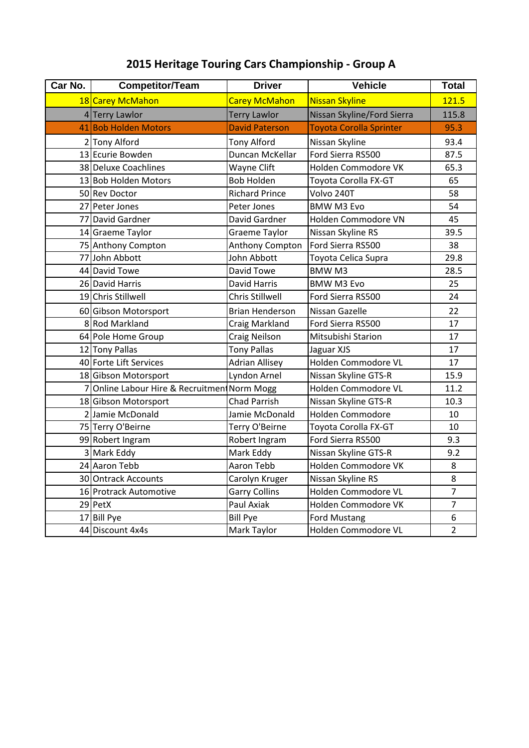# 2015 Heritage Touring Cars Championship - Group A

| Car No. | Competitor/Team | Driver | Vehicle | Total |
|---|---|---|---|---|
| 18 | Carey McMahon | Carey McMahon | Nissan Skyline | 121.5 |
| 4 | Terry Lawlor | Terry Lawlor | Nissan Skyline/Ford Sierra | 115.8 |
| 41 | Bob Holden Motors | David Paterson | Toyota Corolla Sprinter | 95.3 |
| 2 | Tony Alford | Tony Alford | Nissan Skyline | 93.4 |
| 13 | Ecurie Bowden | Duncan McKellar | Ford Sierra RS500 | 87.5 |
| 38 | Deluxe Coachlines | Wayne Clift | Holden Commodore VK | 65.3 |
| 13 | Bob Holden Motors | Bob Holden | Toyota Corolla FX-GT | 65 |
| 50 | Rev Doctor | Richard Prince | Volvo 240T | 58 |
| 27 | Peter Jones | Peter Jones | BMW M3 Evo | 54 |
| 77 | David Gardner | David Gardner | Holden Commodore VN | 45 |
| 14 | Graeme Taylor | Graeme Taylor | Nissan Skyline RS | 39.5 |
| 75 | Anthony Compton | Anthony Compton | Ford Sierra RS500 | 38 |
| 77 | John Abbott | John Abbott | Toyota Celica Supra | 29.8 |
| 44 | David Towe | David Towe | BMW M3 | 28.5 |
| 26 | David Harris | David Harris | BMW M3 Evo | 25 |
| 19 | Chris Stillwell | Chris Stillwell | Ford Sierra RS500 | 24 |
| 60 | Gibson Motorsport | Brian Henderson | Nissan Gazelle | 22 |
| 8 | Rod Markland | Craig Markland | Ford Sierra RS500 | 17 |
| 64 | Pole Home Group | Craig Neilson | Mitsubishi Starion | 17 |
| 12 | Tony Pallas | Tony Pallas | Jaguar XJS | 17 |
| 40 | Forte Lift Services | Adrian Allisey | Holden Commodore VL | 17 |
| 18 | Gibson Motorsport | Lyndon Arnel | Nissan Skyline GTS-R | 15.9 |
| 7 | Online Labour Hire & Recruitment | Norm Mogg | Holden Commodore VL | 11.2 |
| 18 | Gibson Motorsport | Chad Parrish | Nissan Skyline GTS-R | 10.3 |
| 2 | Jamie McDonald | Jamie McDonald | Holden Commodore | 10 |
| 75 | Terry O'Beirne | Terry O'Beirne | Toyota Corolla FX-GT | 10 |
| 99 | Robert Ingram | Robert Ingram | Ford Sierra RS500 | 9.3 |
| 3 | Mark Eddy | Mark Eddy | Nissan Skyline GTS-R | 9.2 |
| 24 | Aaron Tebb | Aaron Tebb | Holden Commodore VK | 8 |
| 30 | Ontrack Accounts | Carolyn Kruger | Nissan Skyline RS | 8 |
| 16 | Protrack Automotive | Garry Collins | Holden Commodore VL | 7 |
| 29 | PetX | Paul Axiak | Holden Commodore VK | 7 |
| 17 | Bill Pye | Bill Pye | Ford Mustang | 6 |
| 44 | Discount 4x4s | Mark Taylor | Holden Commodore VL | 2 |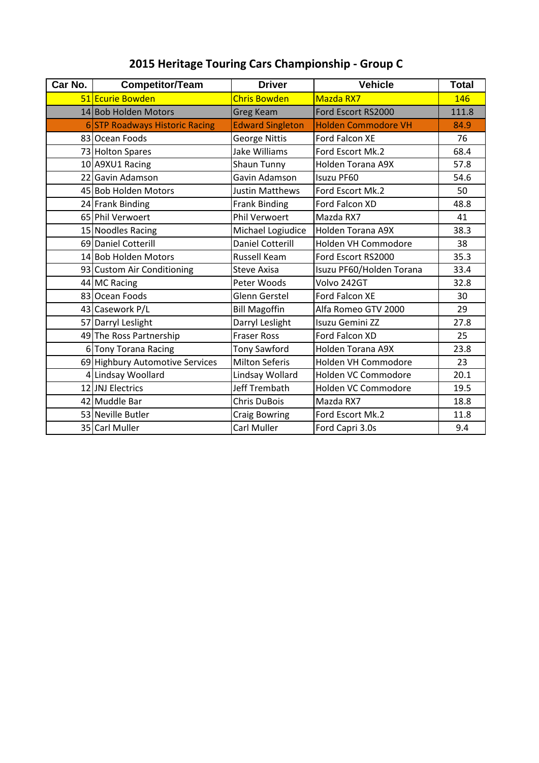## 2015 Heritage Touring Cars Championship - Group C

| Car No. | Competitor/Team | Driver | Vehicle | Total |
|---|---|---|---|---|
| 51 | Ecurie Bowden | Chris Bowden | Mazda RX7 | 146 |
| 14 | Bob Holden Motors | Greg Keam | Ford Escort RS2000 | 111.8 |
| 6 | STP Roadways Historic Racing | Edward Singleton | Holden Commodore VH | 84.9 |
| 83 | Ocean Foods | George Nittis | Ford Falcon XE | 76 |
| 73 | Holton Spares | Jake Williams | Ford Escort Mk.2 | 68.4 |
| 10 | A9XU1 Racing | Shaun Tunny | Holden Torana A9X | 57.8 |
| 22 | Gavin Adamson | Gavin Adamson | Isuzu PF60 | 54.6 |
| 45 | Bob Holden Motors | Justin Matthews | Ford Escort Mk.2 | 50 |
| 24 | Frank Binding | Frank Binding | Ford Falcon XD | 48.8 |
| 65 | Phil Verwoert | Phil Verwoert | Mazda RX7 | 41 |
| 15 | Noodles Racing | Michael Logiudice | Holden Torana A9X | 38.3 |
| 69 | Daniel Cotterill | Daniel Cotterill | Holden VH Commodore | 38 |
| 14 | Bob Holden Motors | Russell Keam | Ford Escort RS2000 | 35.3 |
| 93 | Custom Air Conditioning | Steve Axisa | Isuzu PF60/Holden Torana | 33.4 |
| 44 | MC Racing | Peter Woods | Volvo 242GT | 32.8 |
| 83 | Ocean Foods | Glenn Gerstel | Ford Falcon XE | 30 |
| 43 | Casework P/L | Bill Magoffin | Alfa Romeo GTV 2000 | 29 |
| 57 | Darryl Leslight | Darryl Leslight | Isuzu Gemini ZZ | 27.8 |
| 49 | The Ross Partnership | Fraser Ross | Ford Falcon XD | 25 |
| 6 | Tony Torana Racing | Tony Sawford | Holden Torana A9X | 23.8 |
| 69 | Highbury Automotive Services | Milton Seferis | Holden VH Commodore | 23 |
| 4 | Lindsay Woollard | Lindsay Wollard | Holden VC Commodore | 20.1 |
| 12 | JNJ Electrics | Jeff Trembath | Holden VC Commodore | 19.5 |
| 42 | Muddle Bar | Chris DuBois | Mazda RX7 | 18.8 |
| 53 | Neville Butler | Craig Bowring | Ford Escort Mk.2 | 11.8 |
| 35 | Carl Muller | Carl Muller | Ford Capri 3.0s | 9.4 |